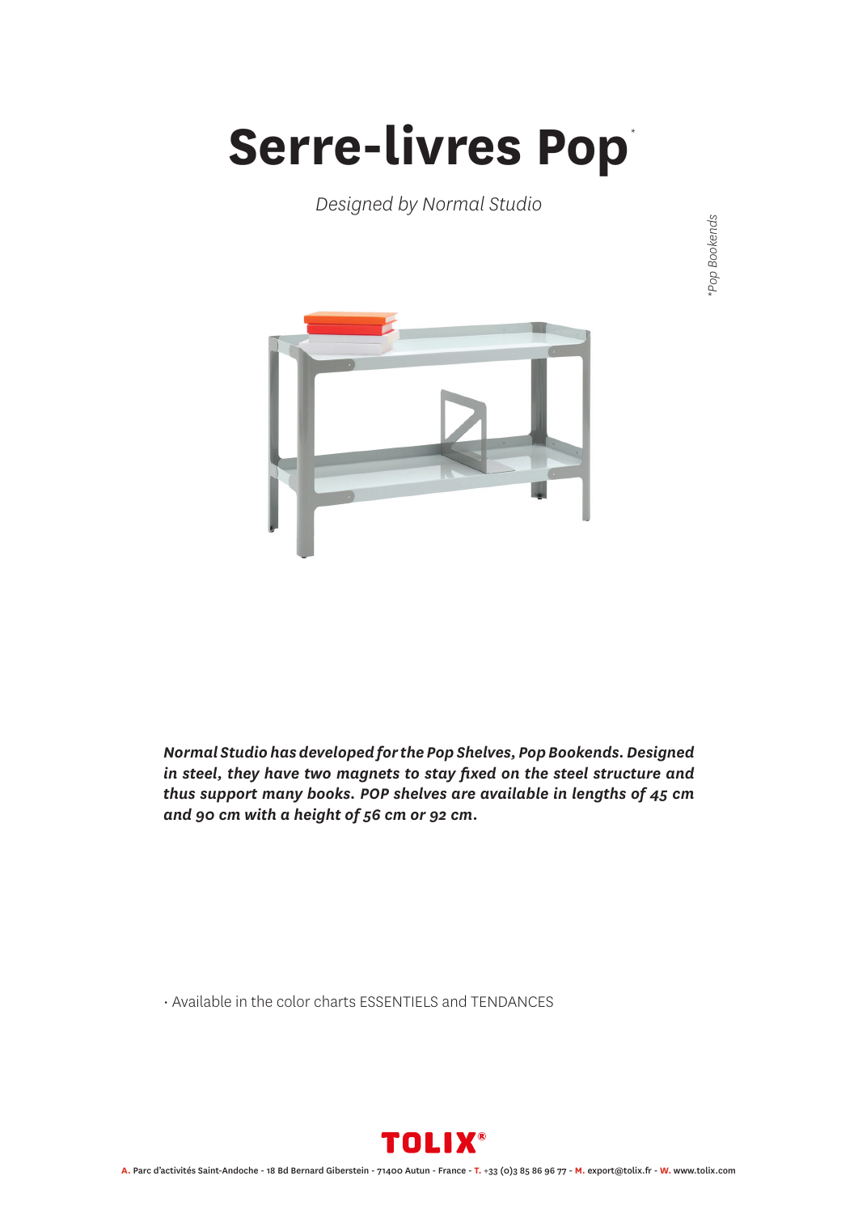# Serre-livres Pop*

*Designed by Normal Studio*

*Pop Bookends

***Normal Studio has developed for the Pop Shelves, Pop Bookends. Designed in steel, they have two magnets to stay fixed on the steel structure and thus support many books. POP shelves are available in lengths of 45 cm and 90 cm with a height of 56 cm or 92 cm.***

- Available in the color charts ESSENTIELS and TENDANCES

TOLIX®

A. Parc d'activités Saint-Andoche - 18 Bd Bernard Giberstein - 71400 Autun - France - T. +33 (0)3 85 86 96 77 - M. export@tolix.fr - W. www.tolix.com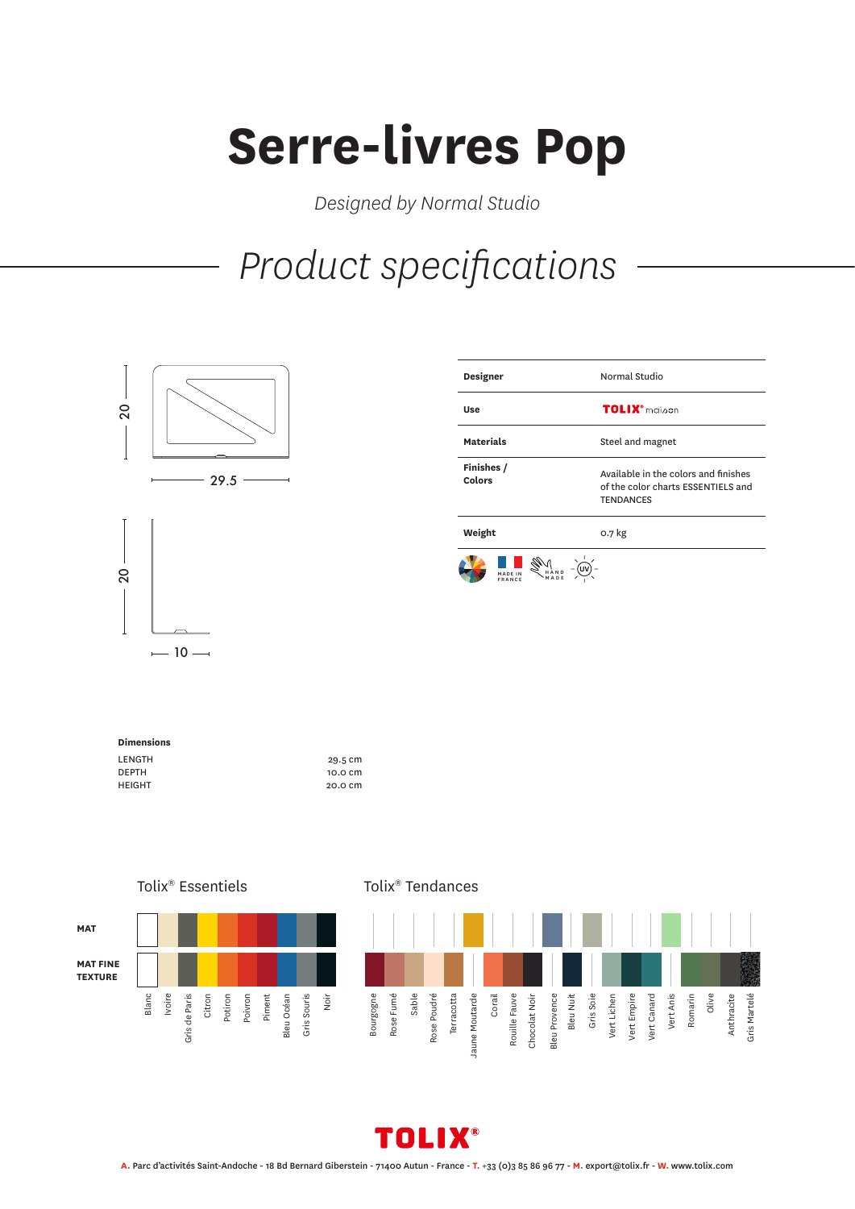# Serre-livres Pop

*Designed by Normal Studio*

## *Product specifications*

20

29.5

20

10

| | |
|---|---|
| **Designer** | Normal Studio |
| **Use** | TOLIX® maison |
| **Materials** | Steel and magnet |
| **Finishes / Colors** | Available in the colors and finishes of the color charts ESSENTIELS and TENDANCES |
| **Weight** | 0.7 kg |

MADE IN FRANCE

HAND MADE

UV

**Dimensions**

| | |
|---|---|
| LENGTH | 29.5 cm |
| DEPTH | 10.0 cm |
| HEIGHT | 20.0 cm |

Tolix® Essentiels

Tolix® Tendances

**MAT**

**MAT FINE TEXTURE**

Blanc, Ivoire, Gris de Paris, Citron, Potiron, Poivron, Piment, Bleu Océan, Gris Souris, Noir

Bourgogne, Rose Fumé, Sable, Rose Poudré, Terracotta, Jaune Moutarde, Corail, Rouille Fauve, Chocolat Noir, Bleu Provence, Bleu Nuit, Gris Soie, Vert Lichen, Vert Empire, Vert Canard, Vert Anis, Romarin, Olive, Anthracite, Gris Martelé

TOLIX®

**A.** Parc d'activités Saint-Andoche - 18 Bd Bernard Giberstein - 71400 Autun - France - **T.** +33 (0)3 85 86 96 77 - **M.** export@tolix.fr - **W.** www.tolix.com